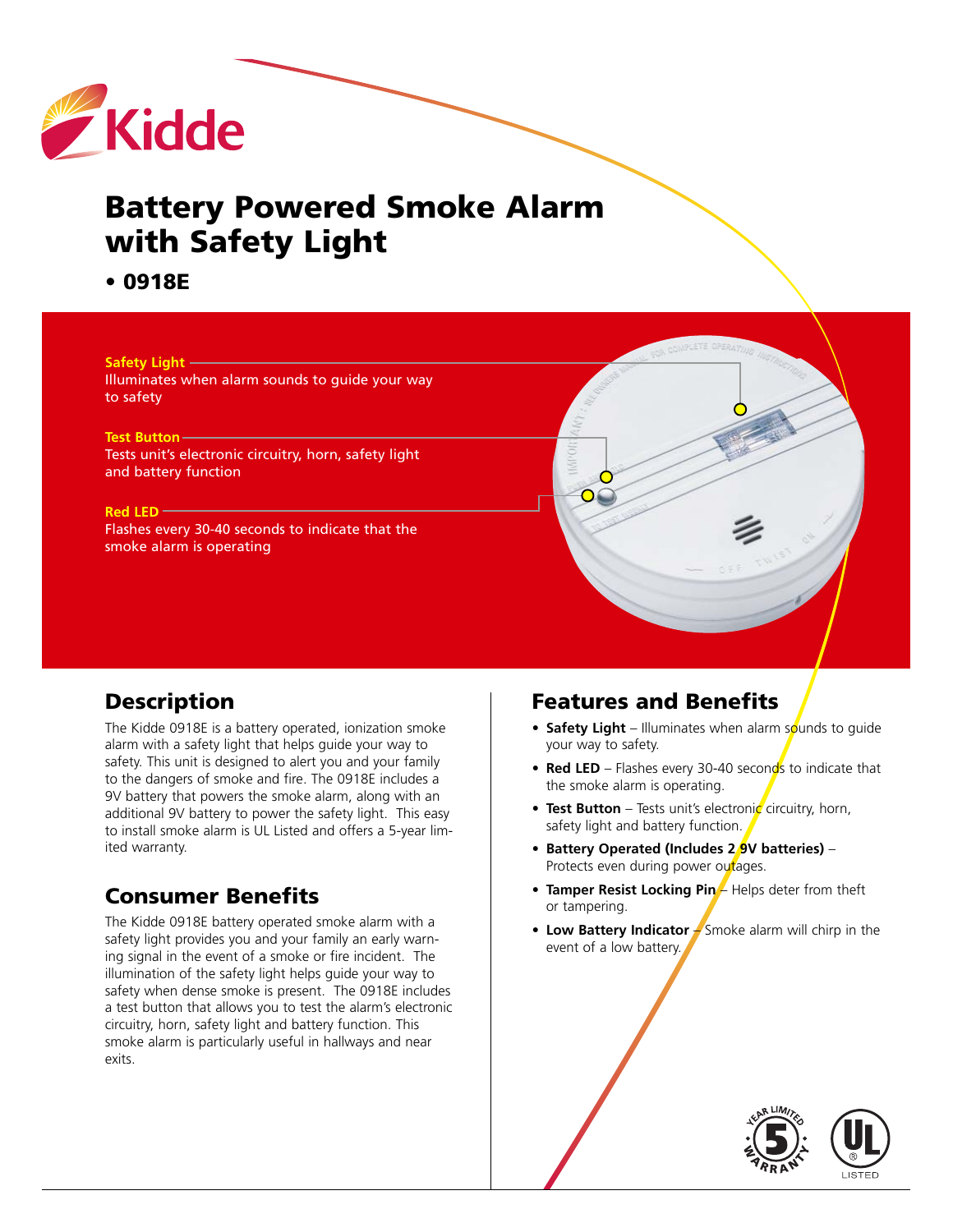# Battery Powered Smoke Alarm with Safety Light

**• 0918E**

**Safety Light**
Illuminates when alarm sounds to guide your way to safety

**Test Button**
Tests unit's electronic circuitry, horn, safety light and battery function

**Red LED**
Flashes every 30-40 seconds to indicate that the smoke alarm is operating

## Description

The Kidde 0918E is a battery operated, ionization smoke alarm with a safety light that helps guide your way to safety. This unit is designed to alert you and your family to the dangers of smoke and fire. The 0918E includes a 9V battery that powers the smoke alarm, along with an additional 9V battery to power the safety light. This easy to install smoke alarm is UL Listed and offers a 5-year limited warranty.

## Consumer Benefits

The Kidde 0918E battery operated smoke alarm with a safety light provides you and your family an early warning signal in the event of a smoke or fire incident. The illumination of the safety light helps guide your way to safety when dense smoke is present. The 0918E includes a test button that allows you to test the alarm's electronic circuitry, horn, safety light and battery function. This smoke alarm is particularly useful in hallways and near exits.

## Features and Benefits

- **Safety Light** – Illuminates when alarm sounds to guide your way to safety.
- **Red LED** – Flashes every 30-40 seconds to indicate that the smoke alarm is operating.
- **Test Button** – Tests unit's electronic circuitry, horn, safety light and battery function.
- **Battery Operated (Includes 2 9V batteries)** – Protects even during power outages.
- **Tamper Resist Locking Pin** – Helps deter from theft or tampering.
- **Low Battery Indicator** – Smoke alarm will chirp in the event of a low battery.

5 YEAR LIMITED WARRANTY

UL LISTED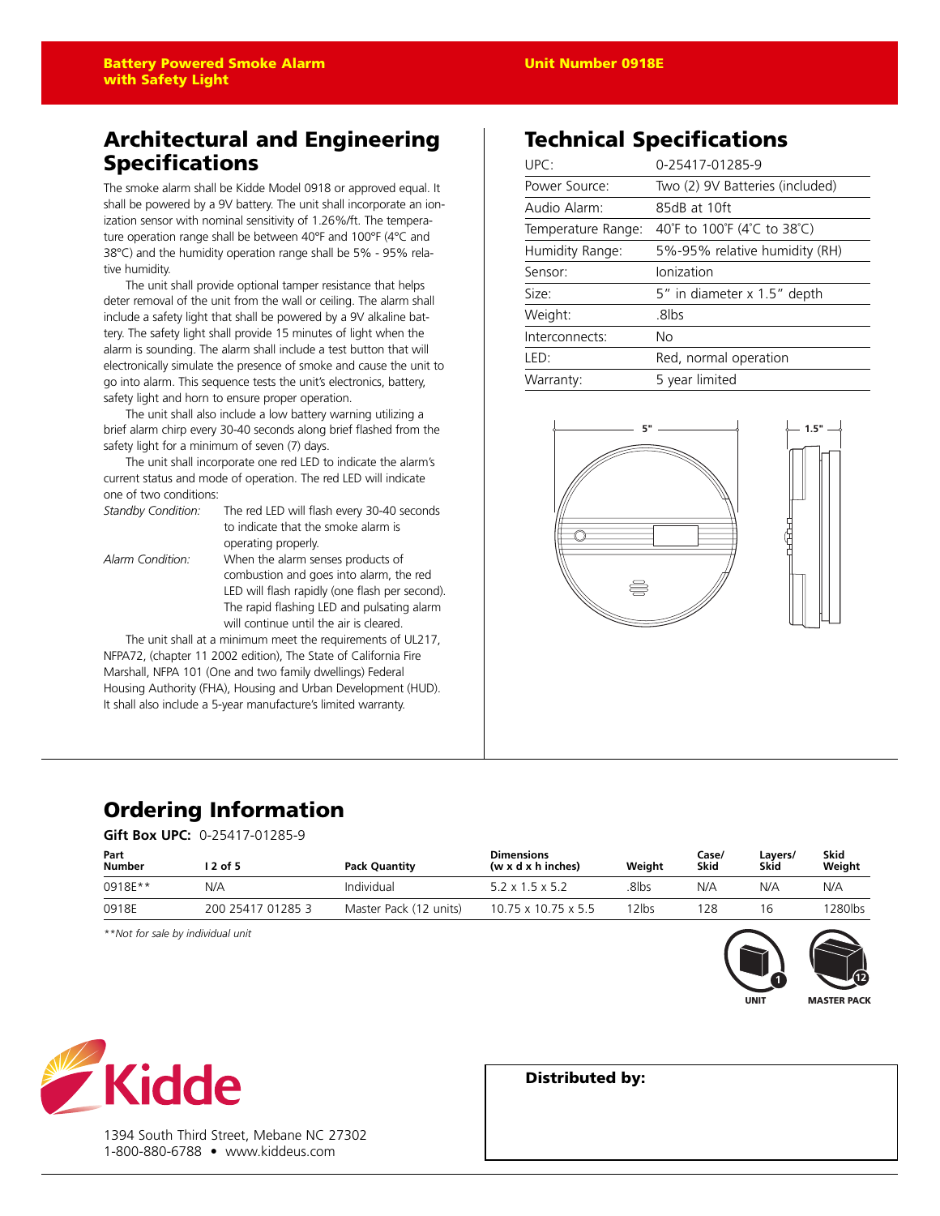**Battery Powered Smoke Alarm with Safety Light**

**Unit Number 0918E**

## Architectural and Engineering Specifications

The smoke alarm shall be Kidde Model 0918 or approved equal. It shall be powered by a 9V battery. The unit shall incorporate an ionization sensor with nominal sensitivity of 1.26%/ft. The temperature operation range shall be between 40°F and 100°F (4°C and 38°C) and the humidity operation range shall be 5% - 95% relative humidity.

The unit shall provide optional tamper resistance that helps deter removal of the unit from the wall or ceiling. The alarm shall include a safety light that shall be powered by a 9V alkaline battery. The safety light shall provide 15 minutes of light when the alarm is sounding. The alarm shall include a test button that will electronically simulate the presence of smoke and cause the unit to go into alarm. This sequence tests the unit's electronics, battery, safety light and horn to ensure proper operation.

The unit shall also include a low battery warning utilizing a brief alarm chirp every 30-40 seconds along brief flashed from the safety light for a minimum of seven (7) days.

The unit shall incorporate one red LED to indicate the alarm's current status and mode of operation. The red LED will indicate one of two conditions:

*Standby Condition:* The red LED will flash every 30-40 seconds to indicate that the smoke alarm is operating properly.

*Alarm Condition:* When the alarm senses products of combustion and goes into alarm, the red LED will flash rapidly (one flash per second). The rapid flashing LED and pulsating alarm will continue until the air is cleared.

The unit shall at a minimum meet the requirements of UL217, NFPA72, (chapter 11 2002 edition), The State of California Fire Marshall, NFPA 101 (One and two family dwellings) Federal Housing Authority (FHA), Housing and Urban Development (HUD). It shall also include a 5-year manufacture's limited warranty.

## Technical Specifications

| | |
|---|---|
| UPC: | 0-25417-01285-9 |
| Power Source: | Two (2) 9V Batteries (included) |
| Audio Alarm: | 85dB at 10ft |
| Temperature Range: | 40˚F to 100˚F (4˚C to 38˚C) |
| Humidity Range: | 5%-95% relative humidity (RH) |
| Sensor: | Ionization |
| Size: | 5" in diameter x 1.5" depth |
| Weight: | .8lbs |
| Interconnects: | No |
| LED: | Red, normal operation |
| Warranty: | 5 year limited |

5"

1.5"

## Ordering Information

**Gift Box UPC:** 0-25417-01285-9

| Part Number | I 2 of 5 | Pack Quantity | Dimensions (w x d x h inches) | Weight | Case/ Skid | Layers/ Skid | Skid Weight |
|---|---|---|---|---|---|---|---|
| 0918E** | N/A | Individual | 5.2 x 1.5 x 5.2 | .8lbs | N/A | N/A | N/A |
| 0918E | 200 25417 01285 3 | Master Pack (12 units) | 10.75 x 10.75 x 5.5 | 12lbs | 128 | 16 | 1280lbs |

*\*\*Not for sale by individual unit*

1 UNIT

12 MASTER PACK

Kidde

1394 South Third Street, Mebane NC 27302
1-800-880-6788 • www.kiddeus.com

**Distributed by:**